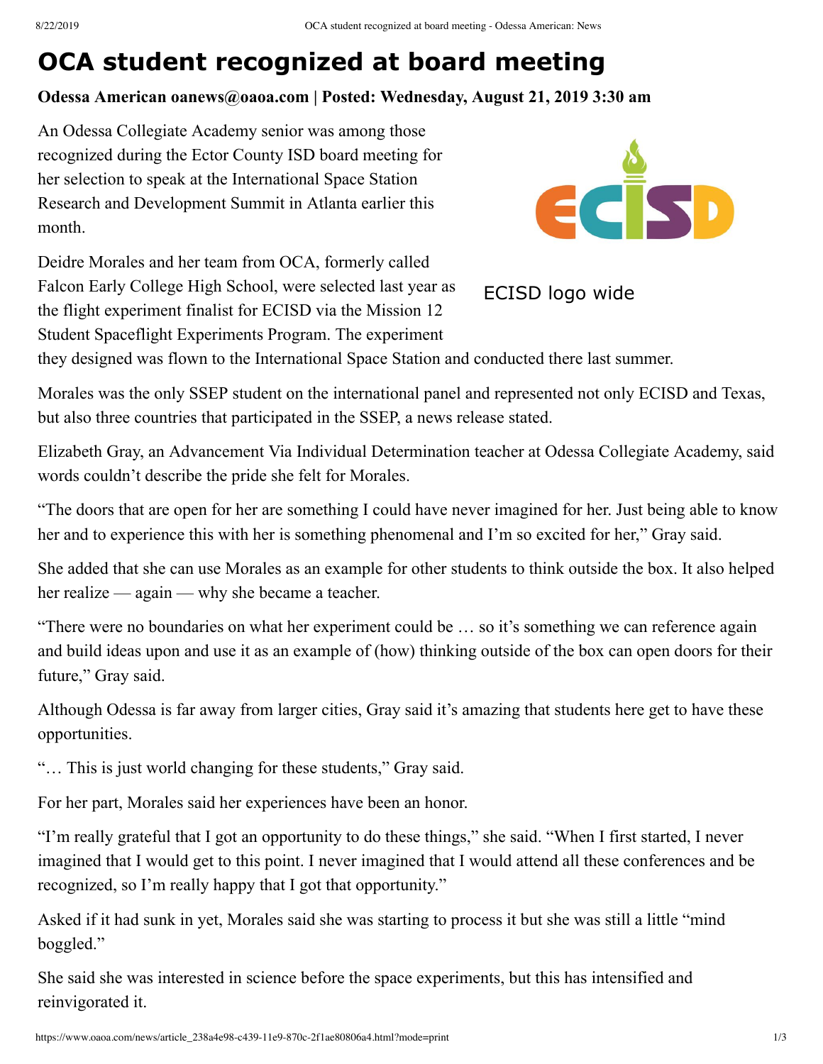# OCA student recognized at board meeting

**Odessa American oanews@oaoa.com | Posted: Wednesday, August 21, 2019 3:30 am**

An Odessa Collegiate Academy senior was among those recognized during the Ector County ISD board meeting for her selection to speak at the International Space Station Research and Development Summit in Atlanta earlier this month.

ECISD logo wide

Deidre Morales and her team from OCA, formerly called Falcon Early College High School, were selected last year as the flight experiment finalist for ECISD via the Mission 12 Student Spaceflight Experiments Program. The experiment they designed was flown to the International Space Station and conducted there last summer.

Morales was the only SSEP student on the international panel and represented not only ECISD and Texas, but also three countries that participated in the SSEP, a news release stated.

Elizabeth Gray, an Advancement Via Individual Determination teacher at Odessa Collegiate Academy, said words couldn't describe the pride she felt for Morales.

"The doors that are open for her are something I could have never imagined for her. Just being able to know her and to experience this with her is something phenomenal and I'm so excited for her," Gray said.

She added that she can use Morales as an example for other students to think outside the box. It also helped her realize — again — why she became a teacher.

"There were no boundaries on what her experiment could be … so it's something we can reference again and build ideas upon and use it as an example of (how) thinking outside of the box can open doors for their future," Gray said.

Although Odessa is far away from larger cities, Gray said it's amazing that students here get to have these opportunities.

"… This is just world changing for these students," Gray said.

For her part, Morales said her experiences have been an honor.

"I'm really grateful that I got an opportunity to do these things," she said. "When I first started, I never imagined that I would get to this point. I never imagined that I would attend all these conferences and be recognized, so I'm really happy that I got that opportunity."

Asked if it had sunk in yet, Morales said she was starting to process it but she was still a little "mind boggled."

She said she was interested in science before the space experiments, but this has intensified and reinvigorated it.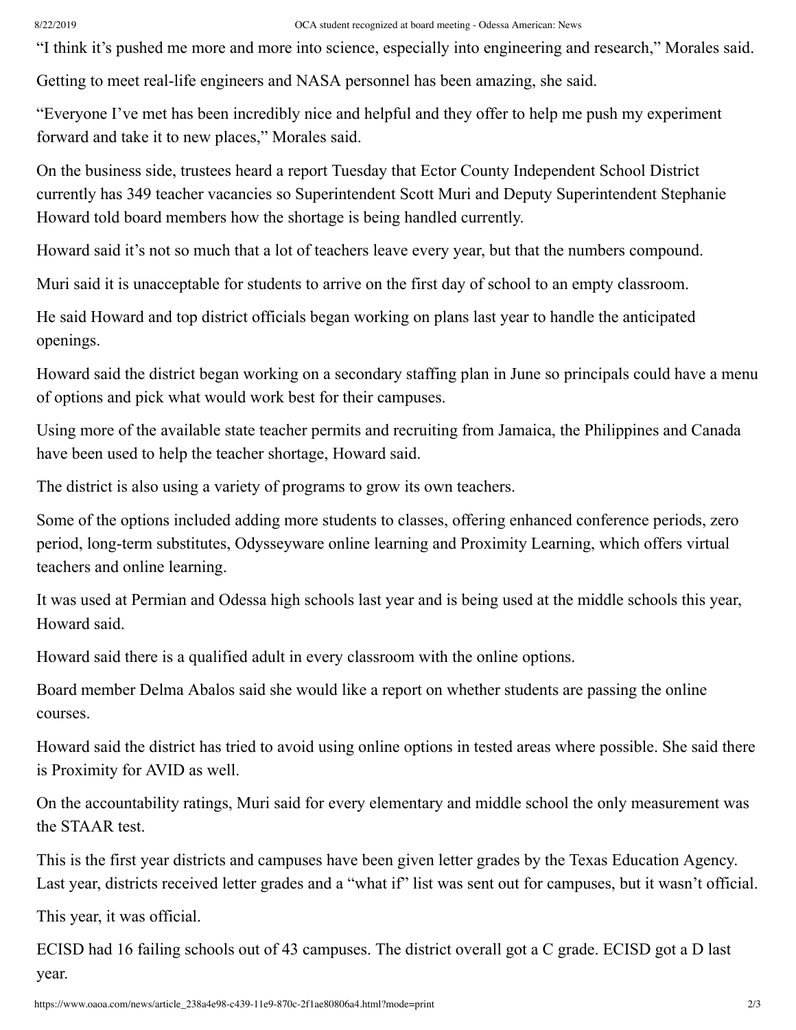"I think it's pushed me more and more into science, especially into engineering and research," Morales said.

Getting to meet real-life engineers and NASA personnel has been amazing, she said.

"Everyone I've met has been incredibly nice and helpful and they offer to help me push my experiment forward and take it to new places," Morales said.

On the business side, trustees heard a report Tuesday that Ector County Independent School District currently has 349 teacher vacancies so Superintendent Scott Muri and Deputy Superintendent Stephanie Howard told board members how the shortage is being handled currently.

Howard said it's not so much that a lot of teachers leave every year, but that the numbers compound.

Muri said it is unacceptable for students to arrive on the first day of school to an empty classroom.

He said Howard and top district officials began working on plans last year to handle the anticipated openings.

Howard said the district began working on a secondary staffing plan in June so principals could have a menu of options and pick what would work best for their campuses.

Using more of the available state teacher permits and recruiting from Jamaica, the Philippines and Canada have been used to help the teacher shortage, Howard said.

The district is also using a variety of programs to grow its own teachers.

Some of the options included adding more students to classes, offering enhanced conference periods, zero period, long-term substitutes, Odysseyware online learning and Proximity Learning, which offers virtual teachers and online learning.

It was used at Permian and Odessa high schools last year and is being used at the middle schools this year, Howard said.

Howard said there is a qualified adult in every classroom with the online options.

Board member Delma Abalos said she would like a report on whether students are passing the online courses.

Howard said the district has tried to avoid using online options in tested areas where possible. She said there is Proximity for AVID as well.

On the accountability ratings, Muri said for every elementary and middle school the only measurement was the STAAR test.

This is the first year districts and campuses have been given letter grades by the Texas Education Agency. Last year, districts received letter grades and a "what if" list was sent out for campuses, but it wasn't official.

This year, it was official.

ECISD had 16 failing schools out of 43 campuses. The district overall got a C grade. ECISD got a D last year.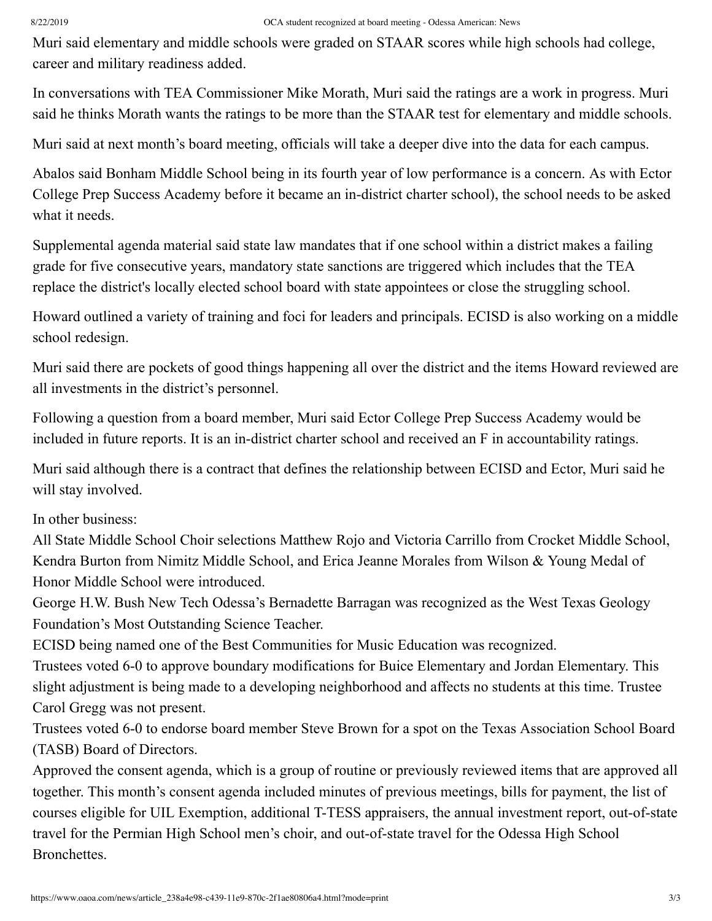Muri said elementary and middle schools were graded on STAAR scores while high schools had college, career and military readiness added.

In conversations with TEA Commissioner Mike Morath, Muri said the ratings are a work in progress. Muri said he thinks Morath wants the ratings to be more than the STAAR test for elementary and middle schools.

Muri said at next month's board meeting, officials will take a deeper dive into the data for each campus.

Abalos said Bonham Middle School being in its fourth year of low performance is a concern. As with Ector College Prep Success Academy before it became an in-district charter school), the school needs to be asked what it needs.

Supplemental agenda material said state law mandates that if one school within a district makes a failing grade for five consecutive years, mandatory state sanctions are triggered which includes that the TEA replace the district's locally elected school board with state appointees or close the struggling school.

Howard outlined a variety of training and foci for leaders and principals. ECISD is also working on a middle school redesign.

Muri said there are pockets of good things happening all over the district and the items Howard reviewed are all investments in the district's personnel.

Following a question from a board member, Muri said Ector College Prep Success Academy would be included in future reports. It is an in-district charter school and received an F in accountability ratings.

Muri said although there is a contract that defines the relationship between ECISD and Ector, Muri said he will stay involved.

In other business:

All State Middle School Choir selections Matthew Rojo and Victoria Carrillo from Crocket Middle School, Kendra Burton from Nimitz Middle School, and Erica Jeanne Morales from Wilson & Young Medal of Honor Middle School were introduced.

George H.W. Bush New Tech Odessa's Bernadette Barragan was recognized as the West Texas Geology Foundation's Most Outstanding Science Teacher.

ECISD being named one of the Best Communities for Music Education was recognized.

Trustees voted 6-0 to approve boundary modifications for Buice Elementary and Jordan Elementary. This slight adjustment is being made to a developing neighborhood and affects no students at this time. Trustee Carol Gregg was not present.

Trustees voted 6-0 to endorse board member Steve Brown for a spot on the Texas Association School Board (TASB) Board of Directors.

Approved the consent agenda, which is a group of routine or previously reviewed items that are approved all together. This month's consent agenda included minutes of previous meetings, bills for payment, the list of courses eligible for UIL Exemption, additional T-TESS appraisers, the annual investment report, out-of-state travel for the Permian High School men's choir, and out-of-state travel for the Odessa High School Bronchettes.